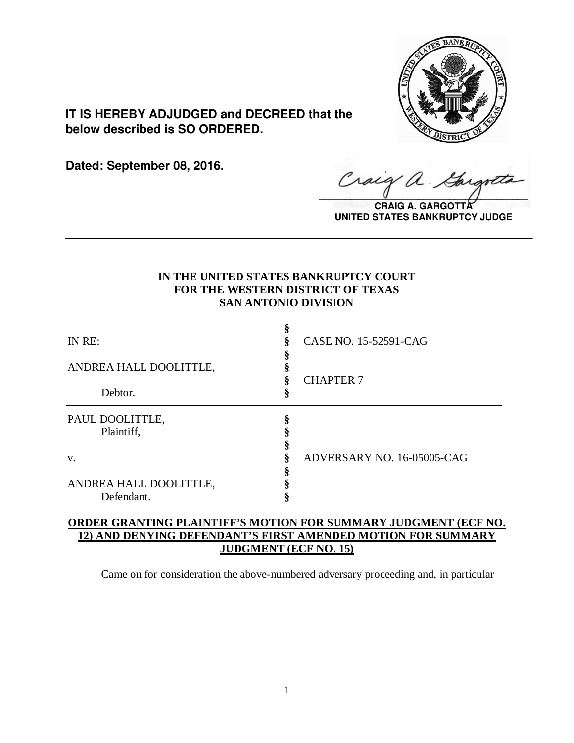**IT IS HEREBY ADJUDGED and DECREED that the below described is SO ORDERED.**

**Dated: September 08, 2016.**

**CRAIG A. GARGOTTA**
**UNITED STATES BANKRUPTCY JUDGE**

---

**IN THE UNITED STATES BANKRUPTCY COURT**
**FOR THE WESTERN DISTRICT OF TEXAS**
**SAN ANTONIO DIVISION**

| | | |
|---|---|---|
| IN RE: | § | CASE NO. 15-52591-CAG |
| ANDREA HALL DOOLITTLE, | § | |
| Debtor. | § | CHAPTER 7 |

| | | |
|---|---|---|
| PAUL DOOLITTLE, Plaintiff, | § | |
| v. | § | ADVERSARY NO. 16-05005-CAG |
| ANDREA HALL DOOLITTLE, Defendant. | § | |

**ORDER GRANTING PLAINTIFF'S MOTION FOR SUMMARY JUDGMENT (ECF NO. 12) AND DENYING DEFENDANT'S FIRST AMENDED MOTION FOR SUMMARY JUDGMENT (ECF NO. 15)**

Came on for consideration the above-numbered adversary proceeding and, in particular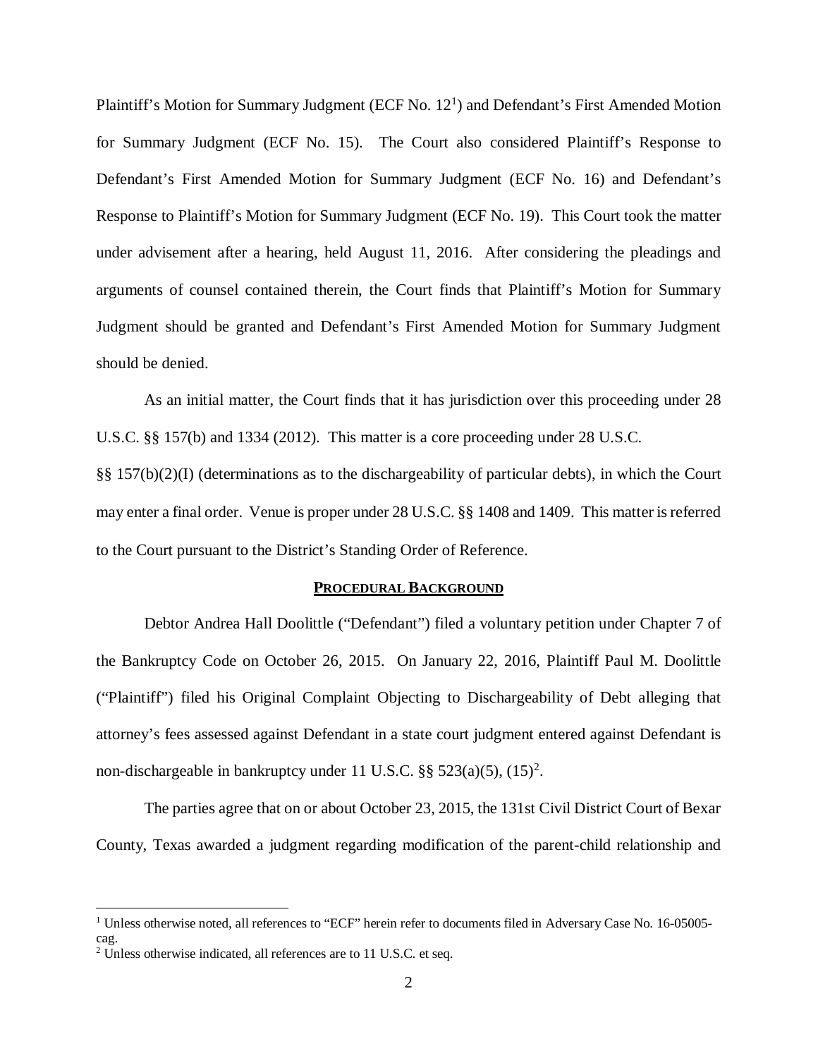Plaintiff's Motion for Summary Judgment (ECF No. 12[1]) and Defendant's First Amended Motion for Summary Judgment (ECF No. 15). The Court also considered Plaintiff's Response to Defendant's First Amended Motion for Summary Judgment (ECF No. 16) and Defendant's Response to Plaintiff's Motion for Summary Judgment (ECF No. 19). This Court took the matter under advisement after a hearing, held August 11, 2016. After considering the pleadings and arguments of counsel contained therein, the Court finds that Plaintiff's Motion for Summary Judgment should be granted and Defendant's First Amended Motion for Summary Judgment should be denied.

As an initial matter, the Court finds that it has jurisdiction over this proceeding under 28 U.S.C. §§ 157(b) and 1334 (2012). This matter is a core proceeding under 28 U.S.C. §§ 157(b)(2)(I) (determinations as to the dischargeability of particular debts), in which the Court may enter a final order. Venue is proper under 28 U.S.C. §§ 1408 and 1409. This matter is referred to the Court pursuant to the District's Standing Order of Reference.

## PROCEDURAL BACKGROUND

Debtor Andrea Hall Doolittle ("Defendant") filed a voluntary petition under Chapter 7 of the Bankruptcy Code on October 26, 2015. On January 22, 2016, Plaintiff Paul M. Doolittle ("Plaintiff") filed his Original Complaint Objecting to Dischargeability of Debt alleging that attorney's fees assessed against Defendant in a state court judgment entered against Defendant is non-dischargeable in bankruptcy under 11 U.S.C. §§ 523(a)(5), (15)[2].

The parties agree that on or about October 23, 2015, the 131st Civil District Court of Bexar County, Texas awarded a judgment regarding modification of the parent-child relationship and

---

[1] Unless otherwise noted, all references to "ECF" herein refer to documents filed in Adversary Case No. 16-05005-cag.

[2] Unless otherwise indicated, all references are to 11 U.S.C. et seq.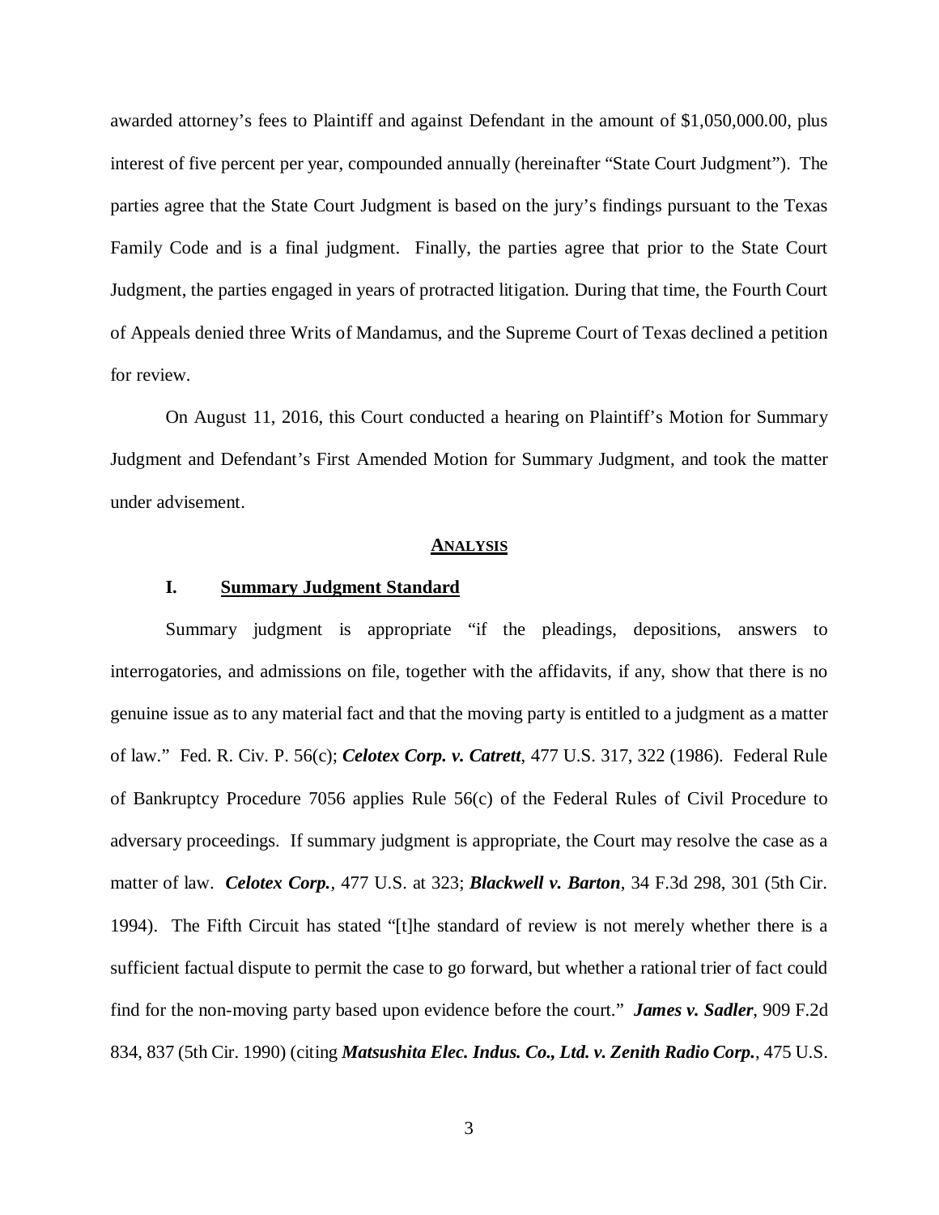awarded attorney's fees to Plaintiff and against Defendant in the amount of $1,050,000.00, plus interest of five percent per year, compounded annually (hereinafter "State Court Judgment"). The parties agree that the State Court Judgment is based on the jury's findings pursuant to the Texas Family Code and is a final judgment. Finally, the parties agree that prior to the State Court Judgment, the parties engaged in years of protracted litigation. During that time, the Fourth Court of Appeals denied three Writs of Mandamus, and the Supreme Court of Texas declined a petition for review.

On August 11, 2016, this Court conducted a hearing on Plaintiff's Motion for Summary Judgment and Defendant's First Amended Motion for Summary Judgment, and took the matter under advisement.

## ANALYSIS

### I. Summary Judgment Standard

Summary judgment is appropriate "if the pleadings, depositions, answers to interrogatories, and admissions on file, together with the affidavits, if any, show that there is no genuine issue as to any material fact and that the moving party is entitled to a judgment as a matter of law." Fed. R. Civ. P. 56(c); ***Celotex Corp. v. Catrett***, 477 U.S. 317, 322 (1986). Federal Rule of Bankruptcy Procedure 7056 applies Rule 56(c) of the Federal Rules of Civil Procedure to adversary proceedings. If summary judgment is appropriate, the Court may resolve the case as a matter of law. ***Celotex Corp.***, 477 U.S. at 323; ***Blackwell v. Barton***, 34 F.3d 298, 301 (5th Cir. 1994). The Fifth Circuit has stated "[t]he standard of review is not merely whether there is a sufficient factual dispute to permit the case to go forward, but whether a rational trier of fact could find for the non-moving party based upon evidence before the court." ***James v. Sadler***, 909 F.2d 834, 837 (5th Cir. 1990) (citing ***Matsushita Elec. Indus. Co., Ltd. v. Zenith Radio Corp.***, 475 U.S.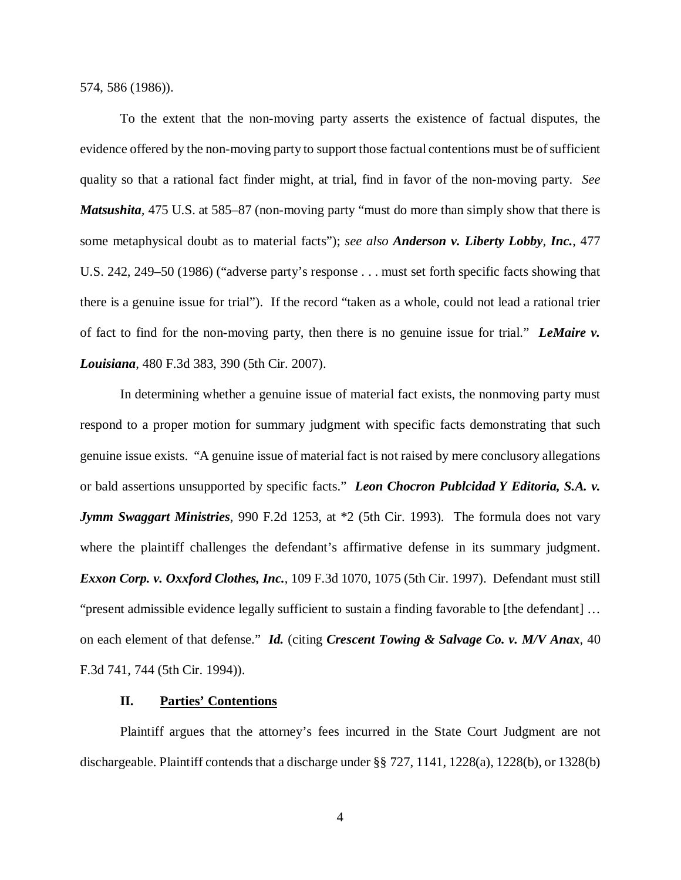574, 586 (1986)).

To the extent that the non-moving party asserts the existence of factual disputes, the evidence offered by the non-moving party to support those factual contentions must be of sufficient quality so that a rational fact finder might, at trial, find in favor of the non-moving party. *See* ***Matsushita***, 475 U.S. at 585–87 (non-moving party "must do more than simply show that there is some metaphysical doubt as to material facts"); *see also* ***Anderson v. Liberty Lobby, Inc.***, 477 U.S. 242, 249–50 (1986) ("adverse party's response . . . must set forth specific facts showing that there is a genuine issue for trial"). If the record "taken as a whole, could not lead a rational trier of fact to find for the non-moving party, then there is no genuine issue for trial." ***LeMaire v. Louisiana***, 480 F.3d 383, 390 (5th Cir. 2007).

In determining whether a genuine issue of material fact exists, the nonmoving party must respond to a proper motion for summary judgment with specific facts demonstrating that such genuine issue exists. "A genuine issue of material fact is not raised by mere conclusory allegations or bald assertions unsupported by specific facts." ***Leon Chocron Publcidad Y Editoria, S.A. v. Jymm Swaggart Ministries***, 990 F.2d 1253, at *2 (5th Cir. 1993). The formula does not vary where the plaintiff challenges the defendant's affirmative defense in its summary judgment. ***Exxon Corp. v. Oxxford Clothes, Inc.***, 109 F.3d 1070, 1075 (5th Cir. 1997). Defendant must still "present admissible evidence legally sufficient to sustain a finding favorable to [the defendant] … on each element of that defense." ***Id.*** (citing ***Crescent Towing & Salvage Co. v. M/V Anax***, 40 F.3d 741, 744 (5th Cir. 1994)).

## II. Parties' Contentions

Plaintiff argues that the attorney's fees incurred in the State Court Judgment are not dischargeable. Plaintiff contends that a discharge under §§ 727, 1141, 1228(a), 1228(b), or 1328(b)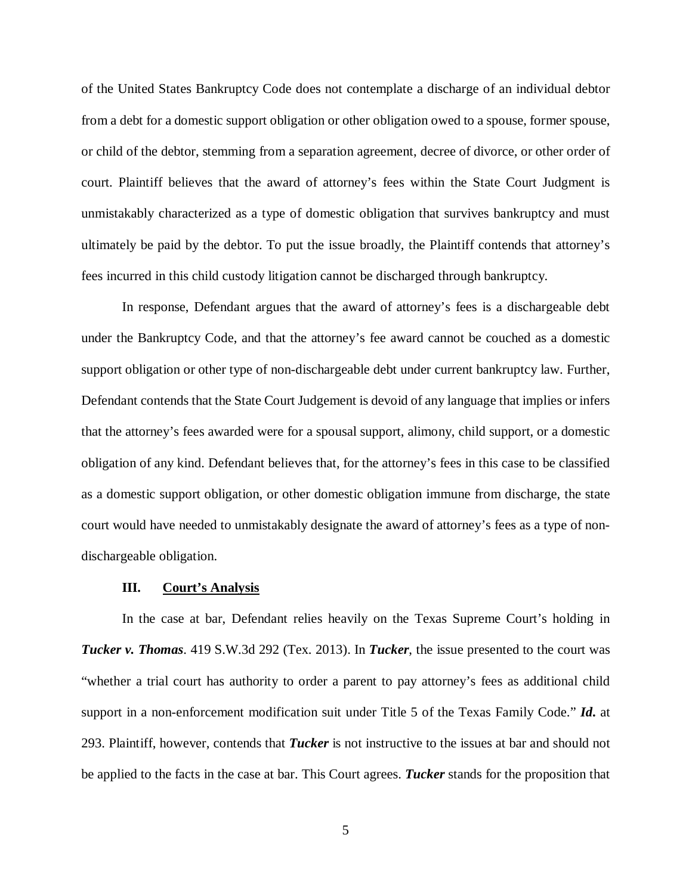of the United States Bankruptcy Code does not contemplate a discharge of an individual debtor from a debt for a domestic support obligation or other obligation owed to a spouse, former spouse, or child of the debtor, stemming from a separation agreement, decree of divorce, or other order of court. Plaintiff believes that the award of attorney's fees within the State Court Judgment is unmistakably characterized as a type of domestic obligation that survives bankruptcy and must ultimately be paid by the debtor. To put the issue broadly, the Plaintiff contends that attorney's fees incurred in this child custody litigation cannot be discharged through bankruptcy.

In response, Defendant argues that the award of attorney's fees is a dischargeable debt under the Bankruptcy Code, and that the attorney's fee award cannot be couched as a domestic support obligation or other type of non-dischargeable debt under current bankruptcy law. Further, Defendant contends that the State Court Judgement is devoid of any language that implies or infers that the attorney's fees awarded were for a spousal support, alimony, child support, or a domestic obligation of any kind. Defendant believes that, for the attorney's fees in this case to be classified as a domestic support obligation, or other domestic obligation immune from discharge, the state court would have needed to unmistakably designate the award of attorney's fees as a type of non-dischargeable obligation.

### III. <u>Court's Analysis</u>

In the case at bar, Defendant relies heavily on the Texas Supreme Court's holding in ***Tucker v. Thomas***. 419 S.W.3d 292 (Tex. 2013). In ***Tucker***, the issue presented to the court was "whether a trial court has authority to order a parent to pay attorney's fees as additional child support in a non-enforcement modification suit under Title 5 of the Texas Family Code." ***Id.*** at 293. Plaintiff, however, contends that ***Tucker*** is not instructive to the issues at bar and should not be applied to the facts in the case at bar. This Court agrees. ***Tucker*** stands for the proposition that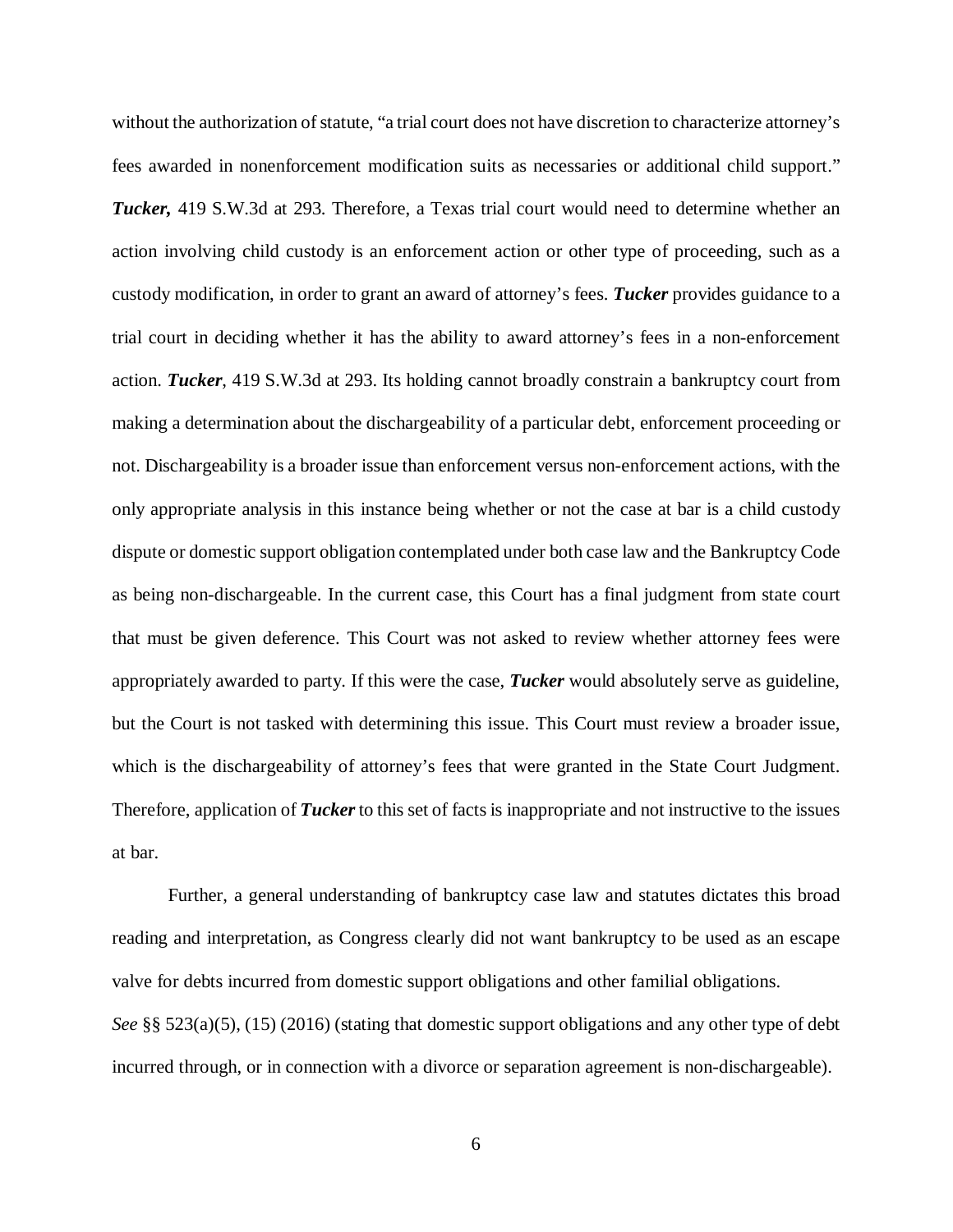without the authorization of statute, "a trial court does not have discretion to characterize attorney's fees awarded in nonenforcement modification suits as necessaries or additional child support." ***Tucker,*** 419 S.W.3d at 293. Therefore, a Texas trial court would need to determine whether an action involving child custody is an enforcement action or other type of proceeding, such as a custody modification, in order to grant an award of attorney's fees. ***Tucker*** provides guidance to a trial court in deciding whether it has the ability to award attorney's fees in a non-enforcement action. ***Tucker***, 419 S.W.3d at 293. Its holding cannot broadly constrain a bankruptcy court from making a determination about the dischargeability of a particular debt, enforcement proceeding or not. Dischargeability is a broader issue than enforcement versus non-enforcement actions, with the only appropriate analysis in this instance being whether or not the case at bar is a child custody dispute or domestic support obligation contemplated under both case law and the Bankruptcy Code as being non-dischargeable. In the current case, this Court has a final judgment from state court that must be given deference. This Court was not asked to review whether attorney fees were appropriately awarded to party. If this were the case, ***Tucker*** would absolutely serve as guideline, but the Court is not tasked with determining this issue. This Court must review a broader issue, which is the dischargeability of attorney's fees that were granted in the State Court Judgment. Therefore, application of ***Tucker*** to this set of facts is inappropriate and not instructive to the issues at bar.

Further, a general understanding of bankruptcy case law and statutes dictates this broad reading and interpretation, as Congress clearly did not want bankruptcy to be used as an escape valve for debts incurred from domestic support obligations and other familial obligations. *See* §§ 523(a)(5), (15) (2016) (stating that domestic support obligations and any other type of debt incurred through, or in connection with a divorce or separation agreement is non-dischargeable).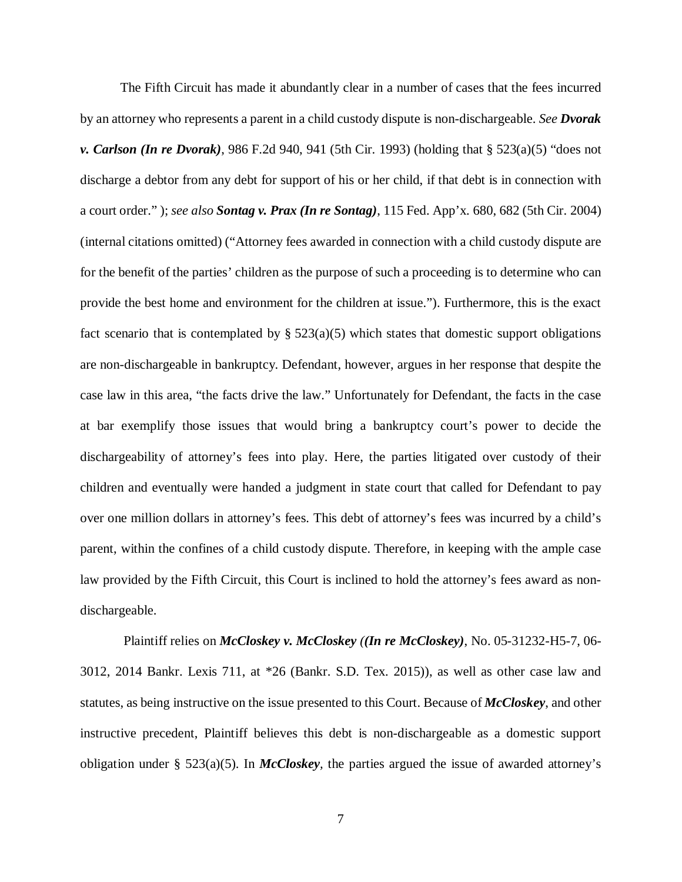The Fifth Circuit has made it abundantly clear in a number of cases that the fees incurred by an attorney who represents a parent in a child custody dispute is non-dischargeable. *See* ***Dvorak v. Carlson (In re Dvorak)***, 986 F.2d 940, 941 (5th Cir. 1993) (holding that § 523(a)(5) "does not discharge a debtor from any debt for support of his or her child, if that debt is in connection with a court order." ); *see also* ***Sontag v. Prax (In re Sontag)***, 115 Fed. App'x. 680, 682 (5th Cir. 2004) (internal citations omitted) ("Attorney fees awarded in connection with a child custody dispute are for the benefit of the parties' children as the purpose of such a proceeding is to determine who can provide the best home and environment for the children at issue."). Furthermore, this is the exact fact scenario that is contemplated by § 523(a)(5) which states that domestic support obligations are non-dischargeable in bankruptcy. Defendant, however, argues in her response that despite the case law in this area, "the facts drive the law." Unfortunately for Defendant, the facts in the case at bar exemplify those issues that would bring a bankruptcy court's power to decide the dischargeability of attorney's fees into play. Here, the parties litigated over custody of their children and eventually were handed a judgment in state court that called for Defendant to pay over one million dollars in attorney's fees. This debt of attorney's fees was incurred by a child's parent, within the confines of a child custody dispute. Therefore, in keeping with the ample case law provided by the Fifth Circuit, this Court is inclined to hold the attorney's fees award as non-dischargeable.

Plaintiff relies on ***McCloskey v. McCloskey ((In re McCloskey)***, No. 05-31232-H5-7, 06-3012, 2014 Bankr. Lexis 711, at *26 (Bankr. S.D. Tex. 2015)), as well as other case law and statutes, as being instructive on the issue presented to this Court. Because of ***McCloskey***, and other instructive precedent, Plaintiff believes this debt is non-dischargeable as a domestic support obligation under § 523(a)(5). In ***McCloskey***, the parties argued the issue of awarded attorney's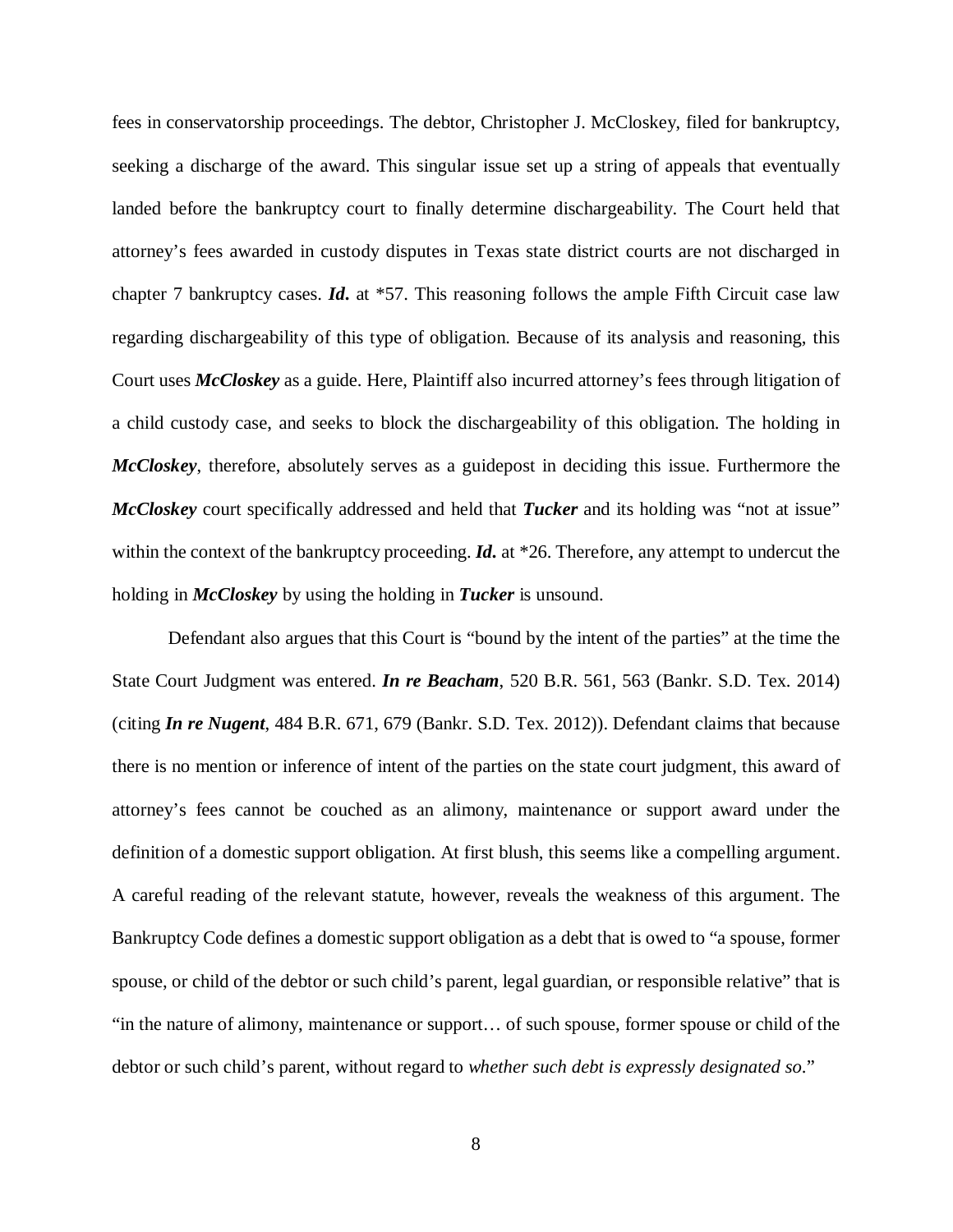fees in conservatorship proceedings. The debtor, Christopher J. McCloskey, filed for bankruptcy, seeking a discharge of the award. This singular issue set up a string of appeals that eventually landed before the bankruptcy court to finally determine dischargeability. The Court held that attorney's fees awarded in custody disputes in Texas state district courts are not discharged in chapter 7 bankruptcy cases. ***Id.*** at *57. This reasoning follows the ample Fifth Circuit case law regarding dischargeability of this type of obligation. Because of its analysis and reasoning, this Court uses ***McCloskey*** as a guide. Here, Plaintiff also incurred attorney's fees through litigation of a child custody case, and seeks to block the dischargeability of this obligation. The holding in ***McCloskey***, therefore, absolutely serves as a guidepost in deciding this issue. Furthermore the ***McCloskey*** court specifically addressed and held that ***Tucker*** and its holding was "not at issue" within the context of the bankruptcy proceeding. ***Id.*** at *26. Therefore, any attempt to undercut the holding in ***McCloskey*** by using the holding in ***Tucker*** is unsound.

Defendant also argues that this Court is "bound by the intent of the parties" at the time the State Court Judgment was entered. ***In re Beacham***, 520 B.R. 561, 563 (Bankr. S.D. Tex. 2014) (citing ***In re Nugent***, 484 B.R. 671, 679 (Bankr. S.D. Tex. 2012)). Defendant claims that because there is no mention or inference of intent of the parties on the state court judgment, this award of attorney's fees cannot be couched as an alimony, maintenance or support award under the definition of a domestic support obligation. At first blush, this seems like a compelling argument. A careful reading of the relevant statute, however, reveals the weakness of this argument. The Bankruptcy Code defines a domestic support obligation as a debt that is owed to "a spouse, former spouse, or child of the debtor or such child's parent, legal guardian, or responsible relative" that is "in the nature of alimony, maintenance or support… of such spouse, former spouse or child of the debtor or such child's parent, without regard to *whether such debt is expressly designated so*."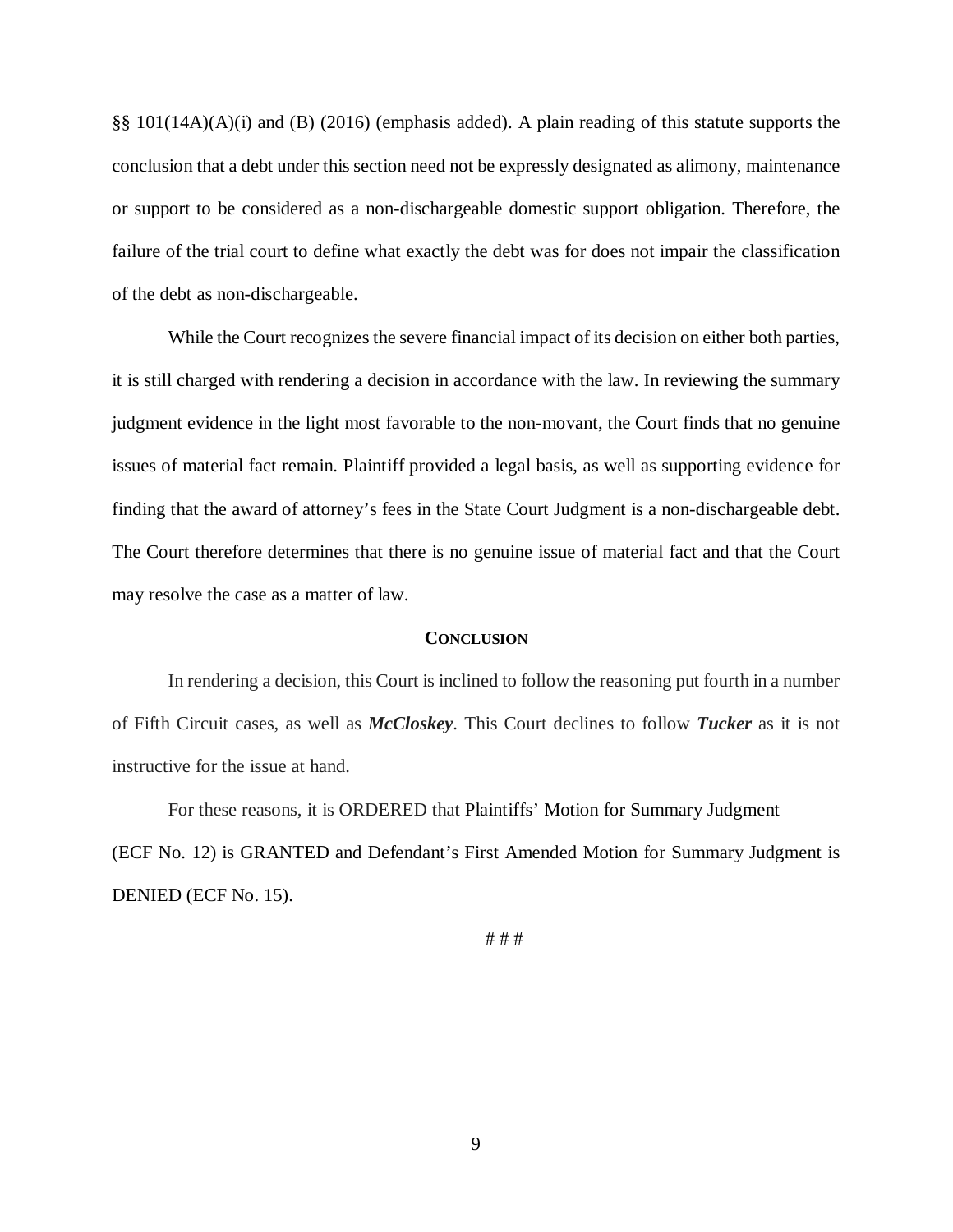§§ 101(14A)(A)(i) and (B) (2016) (emphasis added). A plain reading of this statute supports the conclusion that a debt under this section need not be expressly designated as alimony, maintenance or support to be considered as a non-dischargeable domestic support obligation. Therefore, the failure of the trial court to define what exactly the debt was for does not impair the classification of the debt as non-dischargeable.

While the Court recognizes the severe financial impact of its decision on either both parties, it is still charged with rendering a decision in accordance with the law. In reviewing the summary judgment evidence in the light most favorable to the non-movant, the Court finds that no genuine issues of material fact remain. Plaintiff provided a legal basis, as well as supporting evidence for finding that the award of attorney's fees in the State Court Judgment is a non-dischargeable debt. The Court therefore determines that there is no genuine issue of material fact and that the Court may resolve the case as a matter of law.

## CONCLUSION

In rendering a decision, this Court is inclined to follow the reasoning put fourth in a number of Fifth Circuit cases, as well as ***McCloskey***. This Court declines to follow ***Tucker*** as it is not instructive for the issue at hand.

For these reasons, it is ORDERED that Plaintiffs' Motion for Summary Judgment (ECF No. 12) is GRANTED and Defendant's First Amended Motion for Summary Judgment is DENIED (ECF No. 15).

# # #